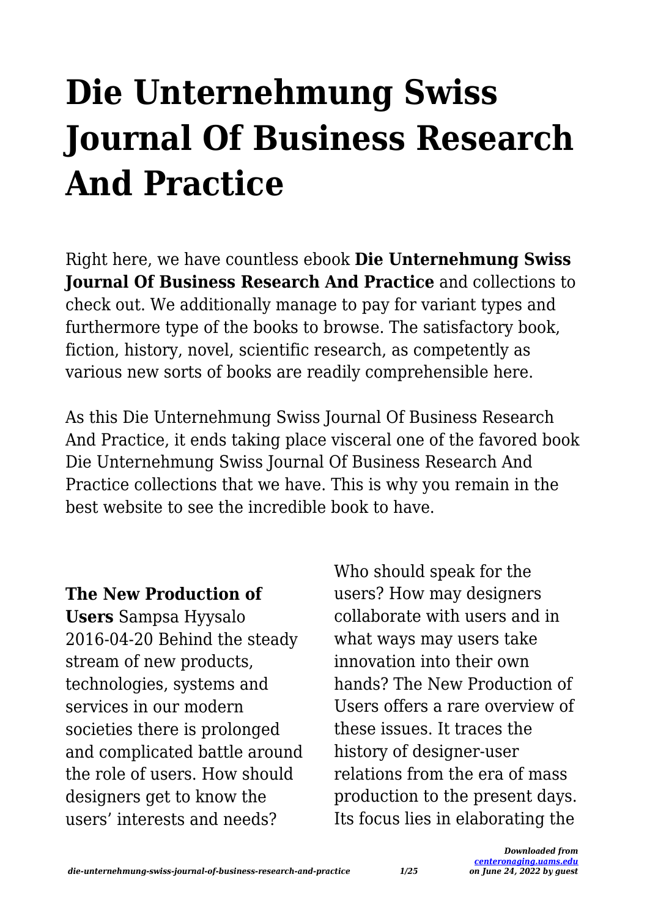# Die Unternehmung Swiss Journal Of Business Research And Practice

Right here, we have countless ebook **Die Unternehmung Swiss Journal Of Business Research And Practice** and collections to check out. We additionally manage to pay for variant types and furthermore type of the books to browse. The satisfactory book, fiction, history, novel, scientific research, as competently as various new sorts of books are readily comprehensible here.

As this Die Unternehmung Swiss Journal Of Business Research And Practice, it ends taking place visceral one of the favored book Die Unternehmung Swiss Journal Of Business Research And Practice collections that we have. This is why you remain in the best website to see the incredible book to have.

**The New Production of Users** Sampsa Hyysalo 2016-04-20 Behind the steady stream of new products, technologies, systems and services in our modern societies there is prolonged and complicated battle around the role of users. How should designers get to know the users' interests and needs? Who should speak for the users? How may designers collaborate with users and in what ways may users take innovation into their own hands? The New Production of Users offers a rare overview of these issues. It traces the history of designer-user relations from the era of mass production to the present days. Its focus lies in elaborating the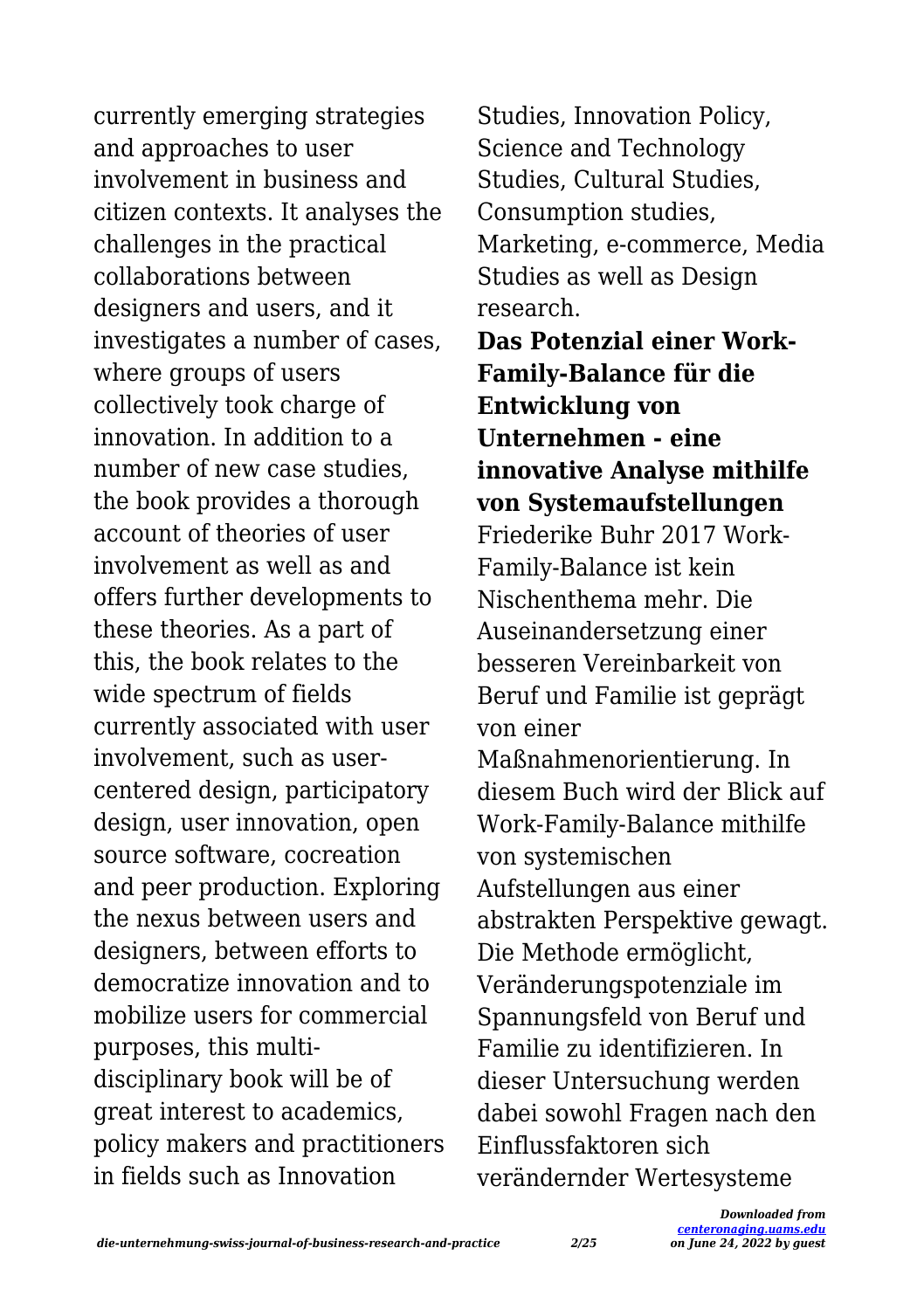currently emerging strategies and approaches to user involvement in business and citizen contexts. It analyses the challenges in the practical collaborations between designers and users, and it investigates a number of cases, where groups of users collectively took charge of innovation. In addition to a number of new case studies, the book provides a thorough account of theories of user involvement as well as and offers further developments to these theories. As a part of this, the book relates to the wide spectrum of fields currently associated with user involvement, such as user-centered design, participatory design, user innovation, open source software, cocreation and peer production. Exploring the nexus between users and designers, between efforts to democratize innovation and to mobilize users for commercial purposes, this multi-disciplinary book will be of great interest to academics, policy makers and practitioners in fields such as Innovation Studies, Innovation Policy, Science and Technology Studies, Cultural Studies, Consumption studies, Marketing, e-commerce, Media Studies as well as Design research.

**Das Potenzial einer Work-Family-Balance für die Entwicklung von Unternehmen - eine innovative Analyse mithilfe von Systemaufstellungen**

Friederike Buhr 2017 Work-Family-Balance ist kein Nischenthema mehr. Die Auseinandersetzung einer besseren Vereinbarkeit von Beruf und Familie ist geprägt von einer Maßnahmenorientierung. In diesem Buch wird der Blick auf Work-Family-Balance mithilfe von systemischen Aufstellungen aus einer abstrakten Perspektive gewagt. Die Methode ermöglicht, Veränderungspotenziale im Spannungsfeld von Beruf und Familie zu identifizieren. In dieser Untersuchung werden dabei sowohl Fragen nach den Einflussfaktoren sich verändernder Wertesysteme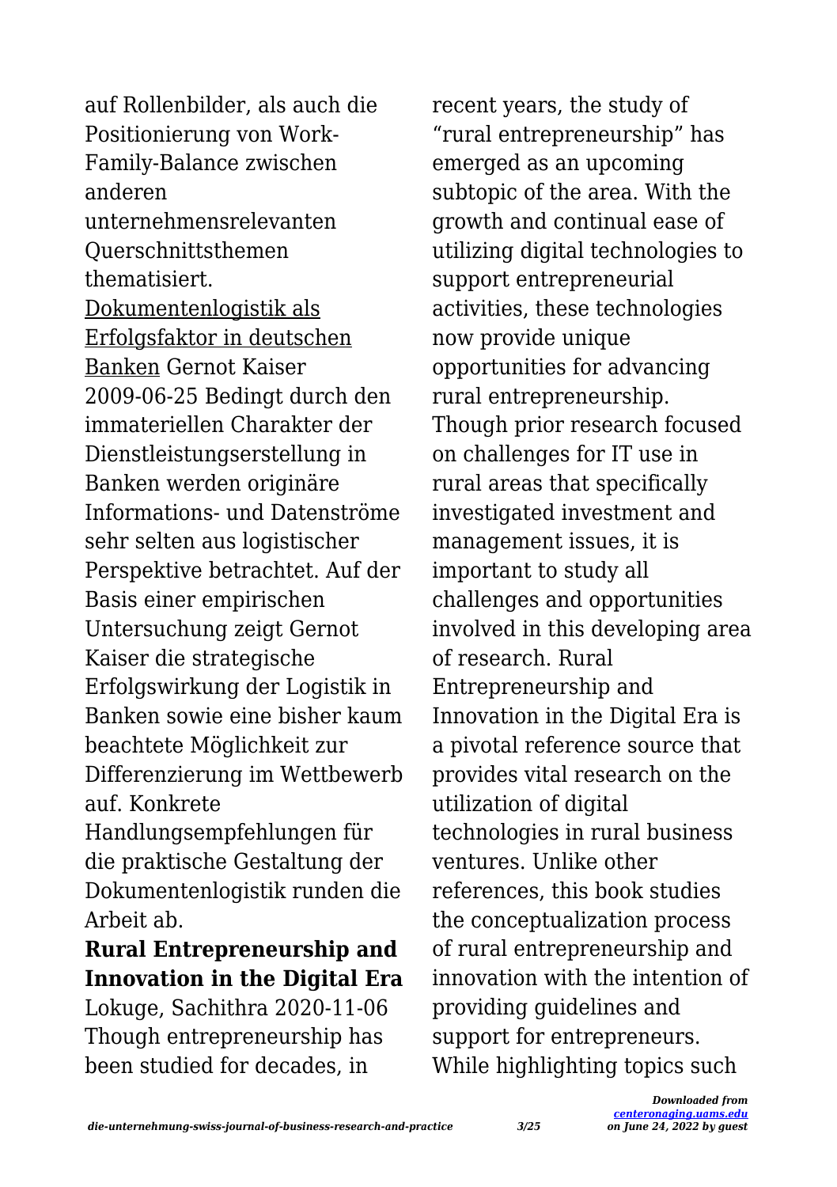auf Rollenbilder, als auch die Positionierung von Work-Family-Balance zwischen anderen unternehmensrelevanten Querschnittsthemen thematisiert.

Dokumentenlogistik als Erfolgsfaktor in deutschen Banken Gernot Kaiser 2009-06-25 Bedingt durch den immateriellen Charakter der Dienstleistungserstellung in Banken werden originäre Informations- und Datenströme sehr selten aus logistischer Perspektive betrachtet. Auf der Basis einer empirischen Untersuchung zeigt Gernot Kaiser die strategische Erfolgswirkung der Logistik in Banken sowie eine bisher kaum beachtete Möglichkeit zur Differenzierung im Wettbewerb auf. Konkrete Handlungsempfehlungen für die praktische Gestaltung der Dokumentenlogistik runden die Arbeit ab.

**Rural Entrepreneurship and Innovation in the Digital Era** Lokuge, Sachithra 2020-11-06 Though entrepreneurship has been studied for decades, in recent years, the study of "rural entrepreneurship" has emerged as an upcoming subtopic of the area. With the growth and continual ease of utilizing digital technologies to support entrepreneurial activities, these technologies now provide unique opportunities for advancing rural entrepreneurship. Though prior research focused on challenges for IT use in rural areas that specifically investigated investment and management issues, it is important to study all challenges and opportunities involved in this developing area of research. Rural Entrepreneurship and Innovation in the Digital Era is a pivotal reference source that provides vital research on the utilization of digital technologies in rural business ventures. Unlike other references, this book studies the conceptualization process of rural entrepreneurship and innovation with the intention of providing guidelines and support for entrepreneurs. While highlighting topics such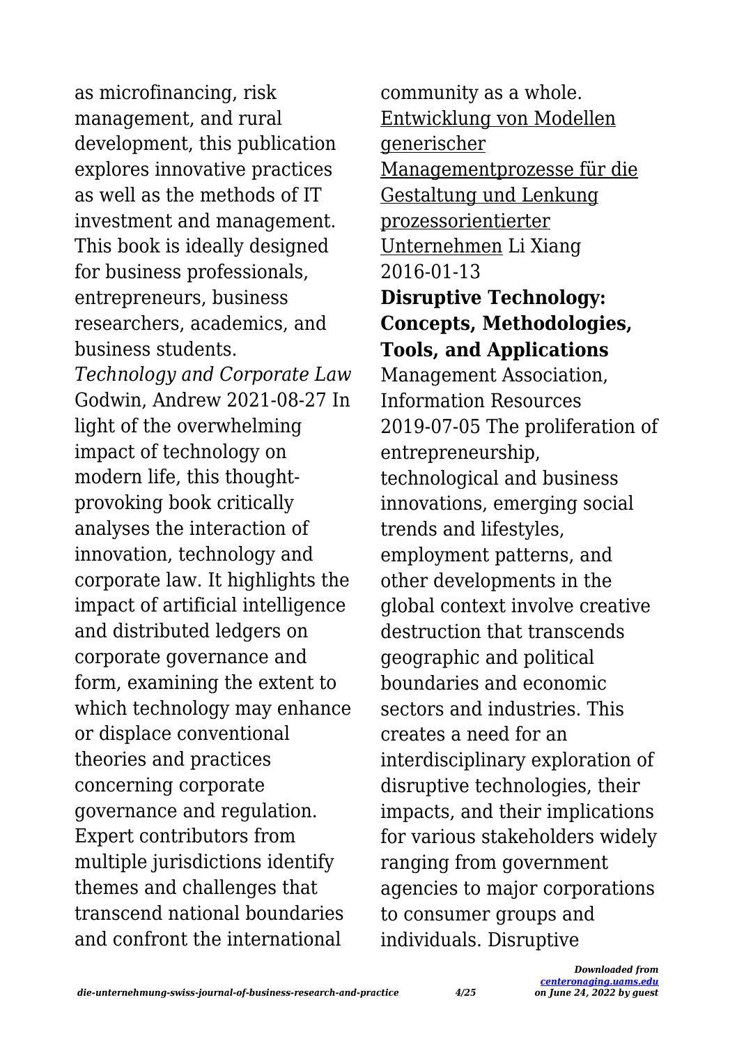as microfinancing, risk management, and rural development, this publication explores innovative practices as well as the methods of IT investment and management. This book is ideally designed for business professionals, entrepreneurs, business researchers, academics, and business students.

*Technology and Corporate Law* Godwin, Andrew 2021-08-27 In light of the overwhelming impact of technology on modern life, this thought-provoking book critically analyses the interaction of innovation, technology and corporate law. It highlights the impact of artificial intelligence and distributed ledgers on corporate governance and form, examining the extent to which technology may enhance or displace conventional theories and practices concerning corporate governance and regulation. Expert contributors from multiple jurisdictions identify themes and challenges that transcend national boundaries and confront the international community as a whole.

Entwicklung von Modellen generischer Managementprozesse für die Gestaltung und Lenkung prozessorientierter Unternehmen Li Xiang 2016-01-13

**Disruptive Technology: Concepts, Methodologies, Tools, and Applications** Management Association, Information Resources 2019-07-05 The proliferation of entrepreneurship, technological and business innovations, emerging social trends and lifestyles, employment patterns, and other developments in the global context involve creative destruction that transcends geographic and political boundaries and economic sectors and industries. This creates a need for an interdisciplinary exploration of disruptive technologies, their impacts, and their implications for various stakeholders widely ranging from government agencies to major corporations to consumer groups and individuals. Disruptive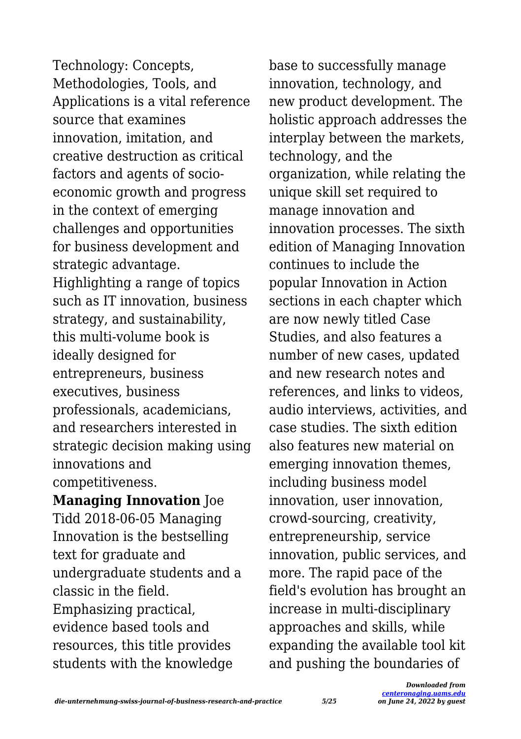Technology: Concepts, Methodologies, Tools, and Applications is a vital reference source that examines innovation, imitation, and creative destruction as critical factors and agents of socio-economic growth and progress in the context of emerging challenges and opportunities for business development and strategic advantage. Highlighting a range of topics such as IT innovation, business strategy, and sustainability, this multi-volume book is ideally designed for entrepreneurs, business executives, business professionals, academicians, and researchers interested in strategic decision making using innovations and competitiveness.

**Managing Innovation** Joe Tidd 2018-06-05 Managing Innovation is the bestselling text for graduate and undergraduate students and a classic in the field. Emphasizing practical, evidence based tools and resources, this title provides students with the knowledge base to successfully manage innovation, technology, and new product development. The holistic approach addresses the interplay between the markets, technology, and the organization, while relating the unique skill set required to manage innovation and innovation processes. The sixth edition of Managing Innovation continues to include the popular Innovation in Action sections in each chapter which are now newly titled Case Studies, and also features a number of new cases, updated and new research notes and references, and links to videos, audio interviews, activities, and case studies. The sixth edition also features new material on emerging innovation themes, including business model innovation, user innovation, crowd-sourcing, creativity, entrepreneurship, service innovation, public services, and more. The rapid pace of the field's evolution has brought an increase in multi-disciplinary approaches and skills, while expanding the available tool kit and pushing the boundaries of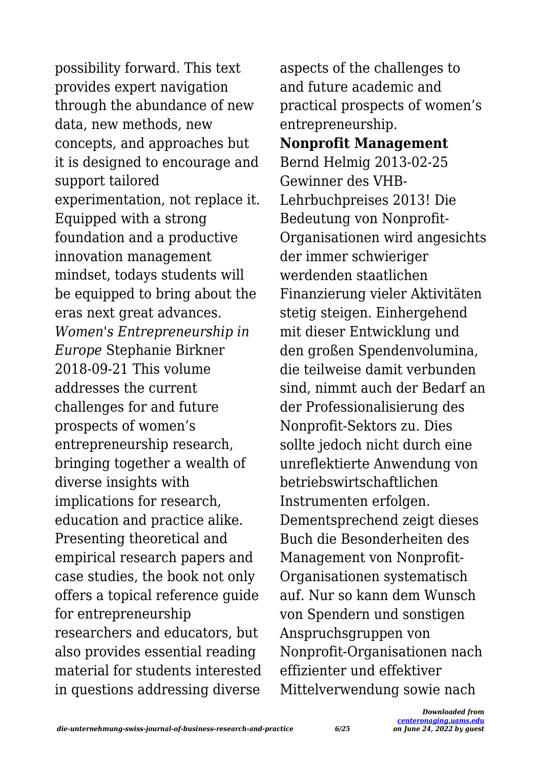possibility forward. This text provides expert navigation through the abundance of new data, new methods, new concepts, and approaches but it is designed to encourage and support tailored experimentation, not replace it. Equipped with a strong foundation and a productive innovation management mindset, todays students will be equipped to bring about the eras next great advances.

*Women's Entrepreneurship in Europe* Stephanie Birkner 2018-09-21 This volume addresses the current challenges for and future prospects of women's entrepreneurship research, bringing together a wealth of diverse insights with implications for research, education and practice alike. Presenting theoretical and empirical research papers and case studies, the book not only offers a topical reference guide for entrepreneurship researchers and educators, but also provides essential reading material for students interested in questions addressing diverse aspects of the challenges to and future academic and practical prospects of women's entrepreneurship.

**Nonprofit Management** Bernd Helmig 2013-02-25 Gewinner des VHB-Lehrbuchpreises 2013! Die Bedeutung von Nonprofit-Organisationen wird angesichts der immer schwieriger werdenden staatlichen Finanzierung vieler Aktivitäten stetig steigen. Einhergehend mit dieser Entwicklung und den großen Spendenvolumina, die teilweise damit verbunden sind, nimmt auch der Bedarf an der Professionalisierung des Nonprofit-Sektors zu. Dies sollte jedoch nicht durch eine unreflektierte Anwendung von betriebswirtschaftlichen Instrumenten erfolgen. Dementsprechend zeigt dieses Buch die Besonderheiten des Management von Nonprofit-Organisationen systematisch auf. Nur so kann dem Wunsch von Spendern und sonstigen Anspruchsgruppen von Nonprofit-Organisationen nach effizienter und effektiver Mittelverwendung sowie nach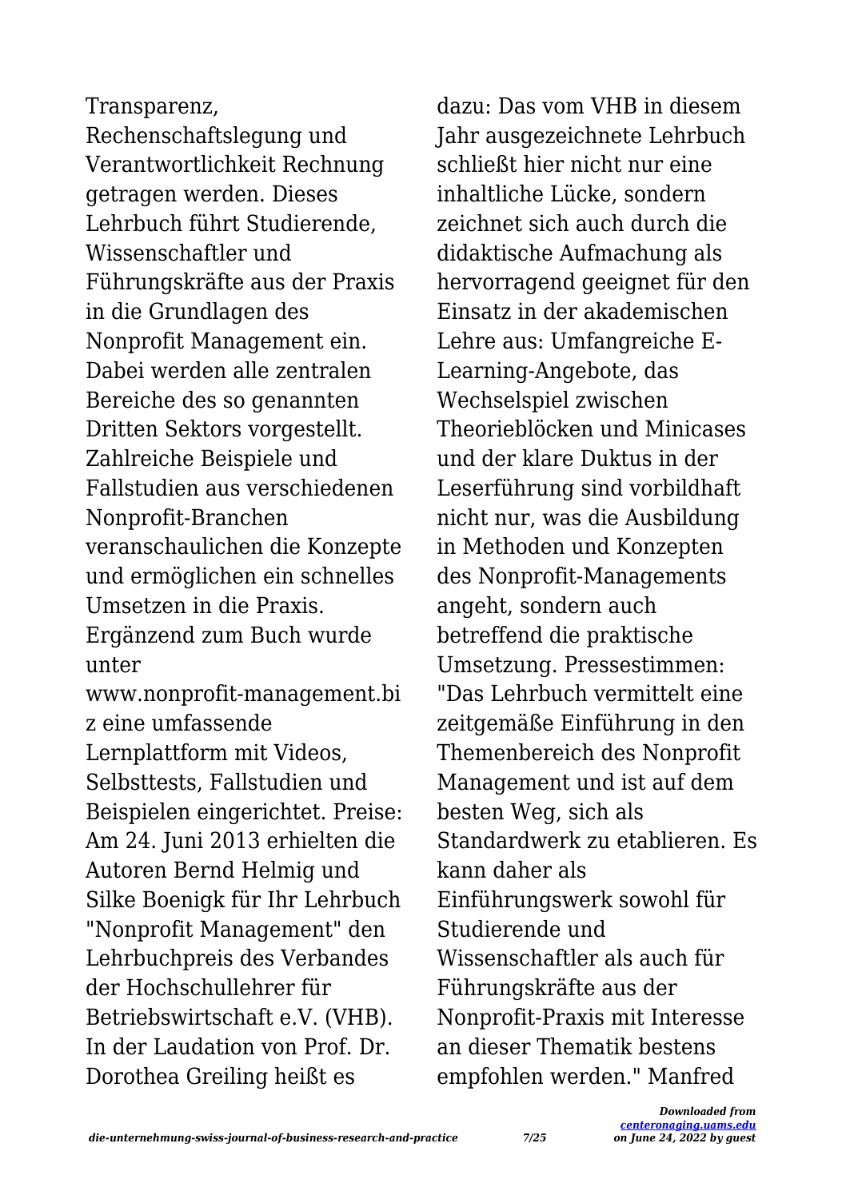Transparenz, Rechenschaftslegung und Verantwortlichkeit Rechnung getragen werden. Dieses Lehrbuch führt Studierende, Wissenschaftler und Führungskräfte aus der Praxis in die Grundlagen des Nonprofit Management ein. Dabei werden alle zentralen Bereiche des so genannten Dritten Sektors vorgestellt. Zahlreiche Beispiele und Fallstudien aus verschiedenen Nonprofit-Branchen veranschaulichen die Konzepte und ermöglichen ein schnelles Umsetzen in die Praxis. Ergänzend zum Buch wurde unter www.nonprofit-management.biz eine umfassende Lernplattform mit Videos, Selbsttests, Fallstudien und Beispielen eingerichtet. Preise: Am 24. Juni 2013 erhielten die Autoren Bernd Helmig und Silke Boenigk für Ihr Lehrbuch "Nonprofit Management" den Lehrbuchpreis des Verbandes der Hochschullehrer für Betriebswirtschaft e.V. (VHB). In der Laudation von Prof. Dr. Dorothea Greiling heißt es dazu: Das vom VHB in diesem Jahr ausgezeichnete Lehrbuch schließt hier nicht nur eine inhaltliche Lücke, sondern zeichnet sich auch durch die didaktische Aufmachung als hervorragend geeignet für den Einsatz in der akademischen Lehre aus: Umfangreiche E-Learning-Angebote, das Wechselspiel zwischen Theorieblöcken und Minicases und der klare Duktus in der Leserführung sind vorbildhaft nicht nur, was die Ausbildung in Methoden und Konzepten des Nonprofit-Managements angeht, sondern auch betreffend die praktische Umsetzung. Pressestimmen: "Das Lehrbuch vermittelt eine zeitgemäße Einführung in den Themenbereich des Nonprofit Management und ist auf dem besten Weg, sich als Standardwerk zu etablieren. Es kann daher als Einführungswerk sowohl für Studierende und Wissenschaftler als auch für Führungskräfte aus der Nonprofit-Praxis mit Interesse an dieser Thematik bestens empfohlen werden." Manfred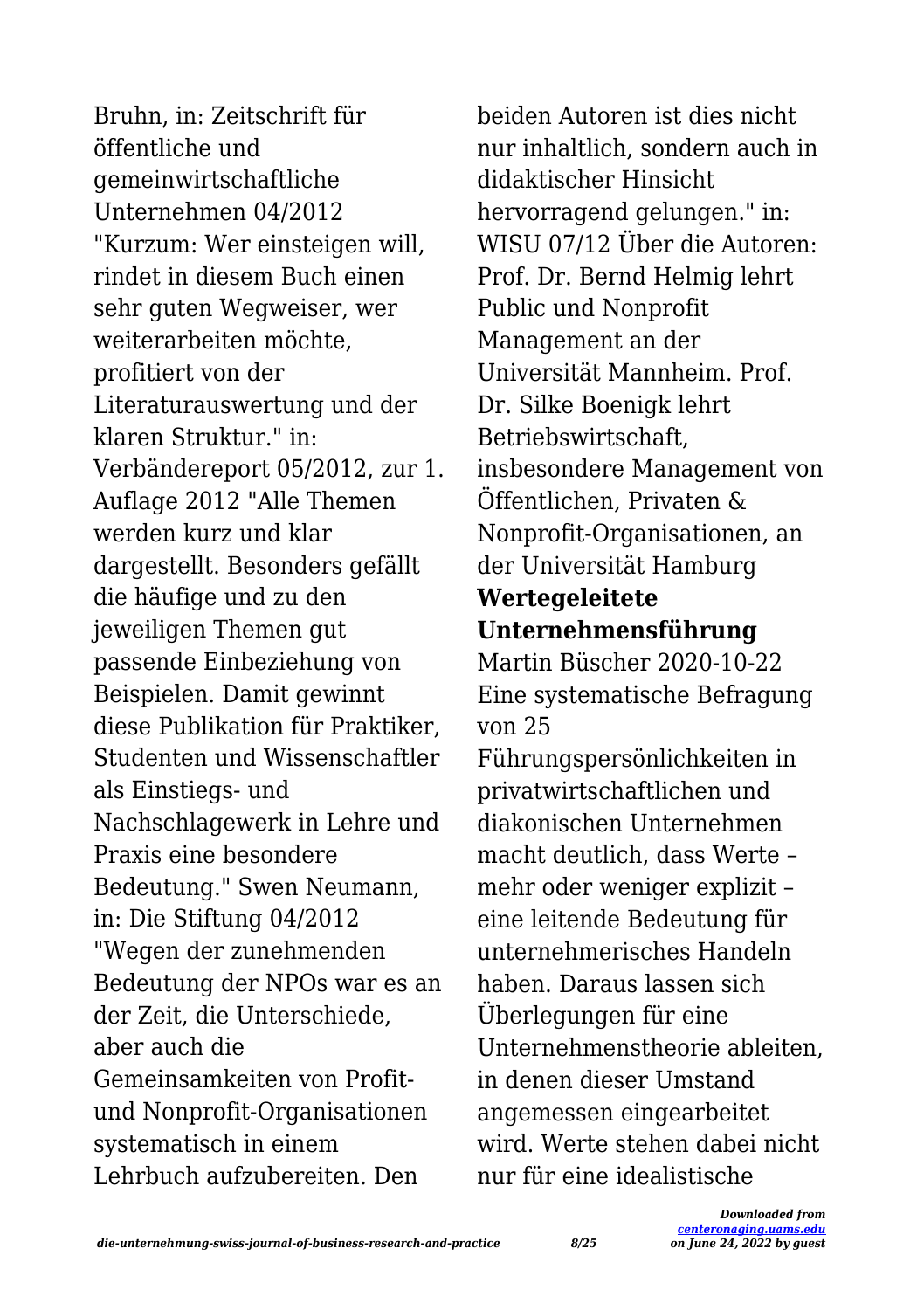Bruhn, in: Zeitschrift für öffentliche und gemeinwirtschaftliche Unternehmen 04/2012 "Kurzum: Wer einsteigen will, rindet in diesem Buch einen sehr guten Wegweiser, wer weiterarbeiten möchte, profitiert von der Literaturauswertung und der klaren Struktur." in: Verbändereport 05/2012, zur 1. Auflage 2012 "Alle Themen werden kurz und klar dargestellt. Besonders gefällt die häufige und zu den jeweiligen Themen gut passende Einbeziehung von Beispielen. Damit gewinnt diese Publikation für Praktiker, Studenten und Wissenschaftler als Einstiegs- und Nachschlagewerk in Lehre und Praxis eine besondere Bedeutung." Swen Neumann, in: Die Stiftung 04/2012 "Wegen der zunehmenden Bedeutung der NPOs war es an der Zeit, die Unterschiede, aber auch die Gemeinsamkeiten von Profit- und Nonprofit-Organisationen systematisch in einem Lehrbuch aufzubereiten. Den beiden Autoren ist dies nicht nur inhaltlich, sondern auch in didaktischer Hinsicht hervorragend gelungen." in: WISU 07/12 Über die Autoren: Prof. Dr. Bernd Helmig lehrt Public und Nonprofit Management an der Universität Mannheim. Prof. Dr. Silke Boenigk lehrt Betriebswirtschaft, insbesondere Management von Öffentlichen, Privaten & Nonprofit-Organisationen, an der Universität Hamburg

**Wertegeleitete Unternehmensführung**

Martin Büscher 2020-10-22 Eine systematische Befragung von 25 Führungspersönlichkeiten in privatwirtschaftlichen und diakonischen Unternehmen macht deutlich, dass Werte – mehr oder weniger explizit – eine leitende Bedeutung für unternehmerisches Handeln haben. Daraus lassen sich Überlegungen für eine Unternehmenstheorie ableiten, in denen dieser Umstand angemessen eingearbeitet wird. Werte stehen dabei nicht nur für eine idealistische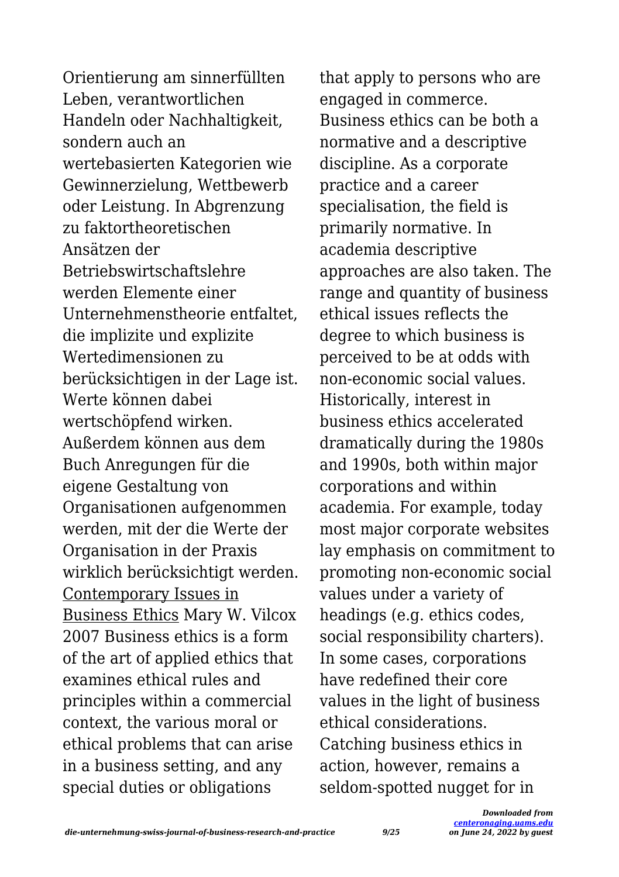Orientierung am sinnerfüllten Leben, verantwortlichen Handeln oder Nachhaltigkeit, sondern auch an wertebasierten Kategorien wie Gewinnerzielung, Wettbewerb oder Leistung. In Abgrenzung zu faktortheoretischen Ansätzen der Betriebswirtschaftslehre werden Elemente einer Unternehmenstheorie entfaltet, die implizite und explizite Wertedimensionen zu berücksichtigen in der Lage ist. Werte können dabei wertschöpfend wirken. Außerdem können aus dem Buch Anregungen für die eigene Gestaltung von Organisationen aufgenommen werden, mit der die Werte der Organisation in der Praxis wirklich berücksichtigt werden.

Contemporary Issues in Business Ethics Mary W. Vilcox 2007 Business ethics is a form of the art of applied ethics that examines ethical rules and principles within a commercial context, the various moral or ethical problems that can arise in a business setting, and any special duties or obligations that apply to persons who are engaged in commerce. Business ethics can be both a normative and a descriptive discipline. As a corporate practice and a career specialisation, the field is primarily normative. In academia descriptive approaches are also taken. The range and quantity of business ethical issues reflects the degree to which business is perceived to be at odds with non-economic social values. Historically, interest in business ethics accelerated dramatically during the 1980s and 1990s, both within major corporations and within academia. For example, today most major corporate websites lay emphasis on commitment to promoting non-economic social values under a variety of headings (e.g. ethics codes, social responsibility charters). In some cases, corporations have redefined their core values in the light of business ethical considerations. Catching business ethics in action, however, remains a seldom-spotted nugget for in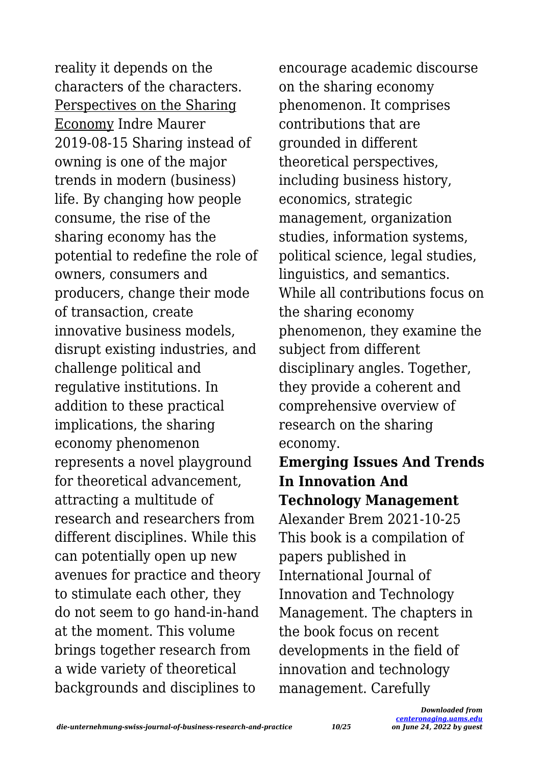reality it depends on the characters of the characters.

Perspectives on the Sharing Economy Indre Maurer 2019-08-15 Sharing instead of owning is one of the major trends in modern (business) life. By changing how people consume, the rise of the sharing economy has the potential to redefine the role of owners, consumers and producers, change their mode of transaction, create innovative business models, disrupt existing industries, and challenge political and regulative institutions. In addition to these practical implications, the sharing economy phenomenon represents a novel playground for theoretical advancement, attracting a multitude of research and researchers from different disciplines. While this can potentially open up new avenues for practice and theory to stimulate each other, they do not seem to go hand-in-hand at the moment. This volume brings together research from a wide variety of theoretical backgrounds and disciplines to encourage academic discourse on the sharing economy phenomenon. It comprises contributions that are grounded in different theoretical perspectives, including business history, economics, strategic management, organization studies, information systems, political science, legal studies, linguistics, and semantics. While all contributions focus on the sharing economy phenomenon, they examine the subject from different disciplinary angles. Together, they provide a coherent and comprehensive overview of research on the sharing economy.

**Emerging Issues And Trends In Innovation And Technology Management** Alexander Brem 2021-10-25 This book is a compilation of papers published in International Journal of Innovation and Technology Management. The chapters in the book focus on recent developments in the field of innovation and technology management. Carefully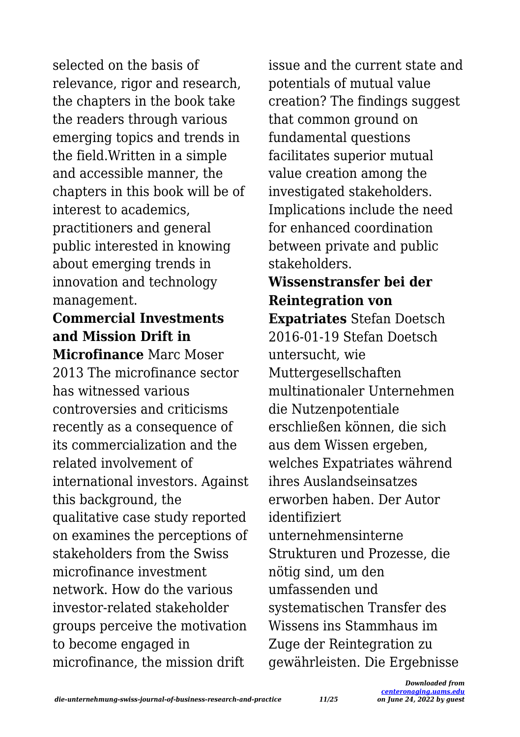selected on the basis of relevance, rigor and research, the chapters in the book take the readers through various emerging topics and trends in the field.Written in a simple and accessible manner, the chapters in this book will be of interest to academics, practitioners and general public interested in knowing about emerging trends in innovation and technology management.

**Commercial Investments and Mission Drift in Microfinance** Marc Moser 2013 The microfinance sector has witnessed various controversies and criticisms recently as a consequence of its commercialization and the related involvement of international investors. Against this background, the qualitative case study reported on examines the perceptions of stakeholders from the Swiss microfinance investment network. How do the various investor-related stakeholder groups perceive the motivation to become engaged in microfinance, the mission drift issue and the current state and potentials of mutual value creation? The findings suggest that common ground on fundamental questions facilitates superior mutual value creation among the investigated stakeholders. Implications include the need for enhanced coordination between private and public stakeholders.

**Wissenstransfer bei der Reintegration von Expatriates** Stefan Doetsch 2016-01-19 Stefan Doetsch untersucht, wie Muttergesellschaften multinationaler Unternehmen die Nutzenpotentiale erschließen können, die sich aus dem Wissen ergeben, welches Expatriates während ihres Auslandseinsatzes erworben haben. Der Autor identifiziert unternehmensinterne Strukturen und Prozesse, die nötig sind, um den umfassenden und systematischen Transfer des Wissens ins Stammhaus im Zuge der Reintegration zu gewährleisten. Die Ergebnisse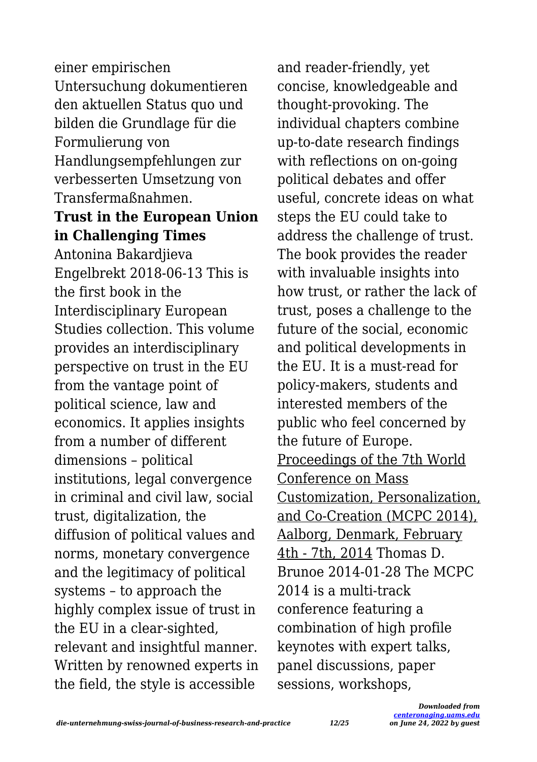einer empirischen Untersuchung dokumentieren den aktuellen Status quo und bilden die Grundlage für die Formulierung von Handlungsempfehlungen zur verbesserten Umsetzung von Transfermaßnahmen.

**Trust in the European Union in Challenging Times**

Antonina Bakardjieva Engelbrekt 2018-06-13 This is the first book in the Interdisciplinary European Studies collection. This volume provides an interdisciplinary perspective on trust in the EU from the vantage point of political science, law and economics. It applies insights from a number of different dimensions – political institutions, legal convergence in criminal and civil law, social trust, digitalization, the diffusion of political values and norms, monetary convergence and the legitimacy of political systems – to approach the highly complex issue of trust in the EU in a clear-sighted, relevant and insightful manner. Written by renowned experts in the field, the style is accessible and reader-friendly, yet concise, knowledgeable and thought-provoking. The individual chapters combine up-to-date research findings with reflections on on-going political debates and offer useful, concrete ideas on what steps the EU could take to address the challenge of trust. The book provides the reader with invaluable insights into how trust, or rather the lack of trust, poses a challenge to the future of the social, economic and political developments in the EU. It is a must-read for policy-makers, students and interested members of the public who feel concerned by the future of Europe.

Proceedings of the 7th World Conference on Mass Customization, Personalization, and Co-Creation (MCPC 2014), Aalborg, Denmark, February 4th - 7th, 2014 Thomas D. Brunoe 2014-01-28 The MCPC 2014 is a multi-track conference featuring a combination of high profile keynotes with expert talks, panel discussions, paper sessions, workshops,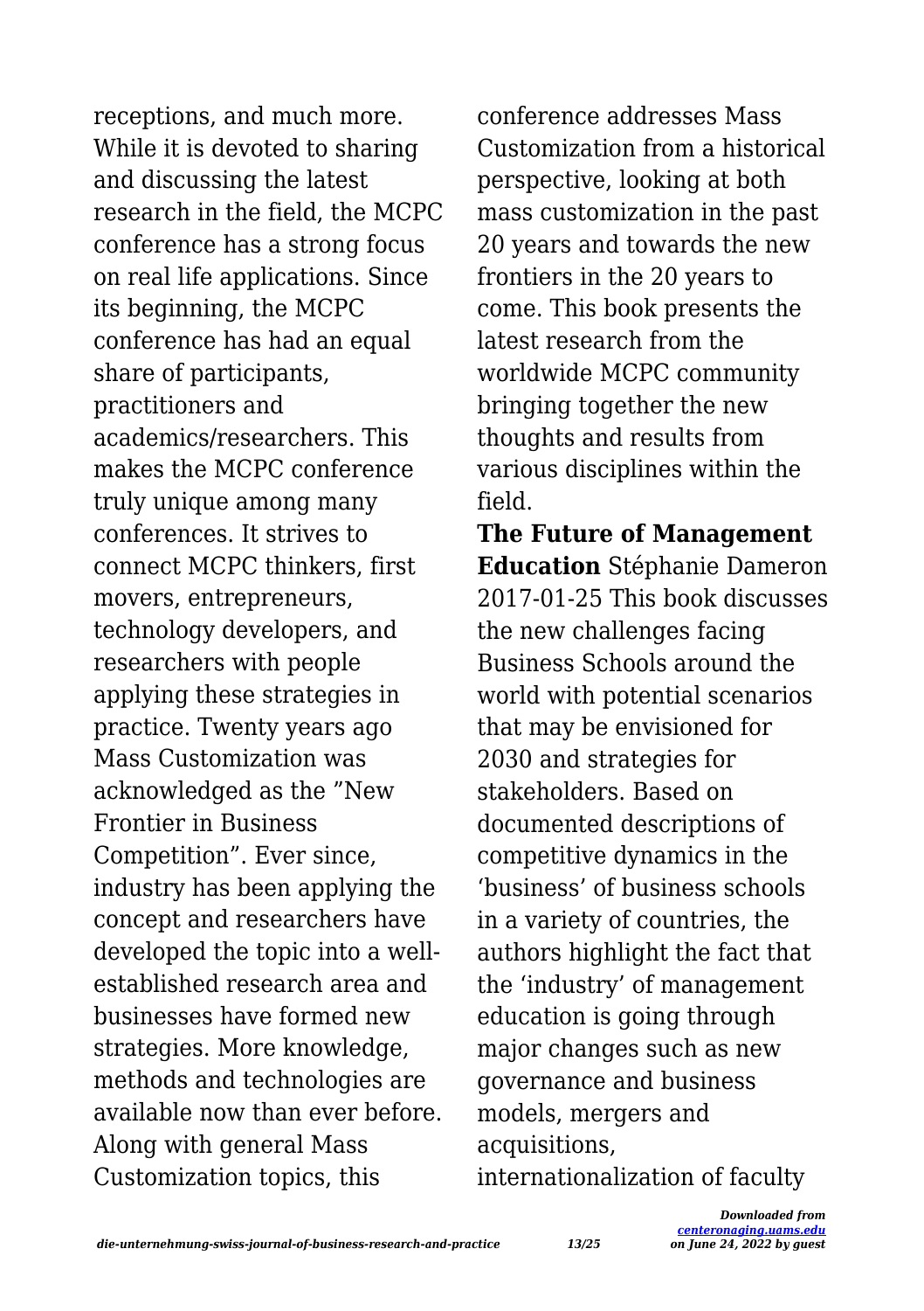receptions, and much more. While it is devoted to sharing and discussing the latest research in the field, the MCPC conference has a strong focus on real life applications. Since its beginning, the MCPC conference has had an equal share of participants, practitioners and academics/researchers. This makes the MCPC conference truly unique among many conferences. It strives to connect MCPC thinkers, first movers, entrepreneurs, technology developers, and researchers with people applying these strategies in practice. Twenty years ago Mass Customization was acknowledged as the "New Frontier in Business Competition". Ever since, industry has been applying the concept and researchers have developed the topic into a well-established research area and businesses have formed new strategies. More knowledge, methods and technologies are available now than ever before. Along with general Mass Customization topics, this conference addresses Mass Customization from a historical perspective, looking at both mass customization in the past 20 years and towards the new frontiers in the 20 years to come. This book presents the latest research from the worldwide MCPC community bringing together the new thoughts and results from various disciplines within the field.

**The Future of Management Education** Stéphanie Dameron 2017-01-25 This book discusses the new challenges facing Business Schools around the world with potential scenarios that may be envisioned for 2030 and strategies for stakeholders. Based on documented descriptions of competitive dynamics in the 'business' of business schools in a variety of countries, the authors highlight the fact that the 'industry' of management education is going through major changes such as new governance and business models, mergers and acquisitions, internationalization of faculty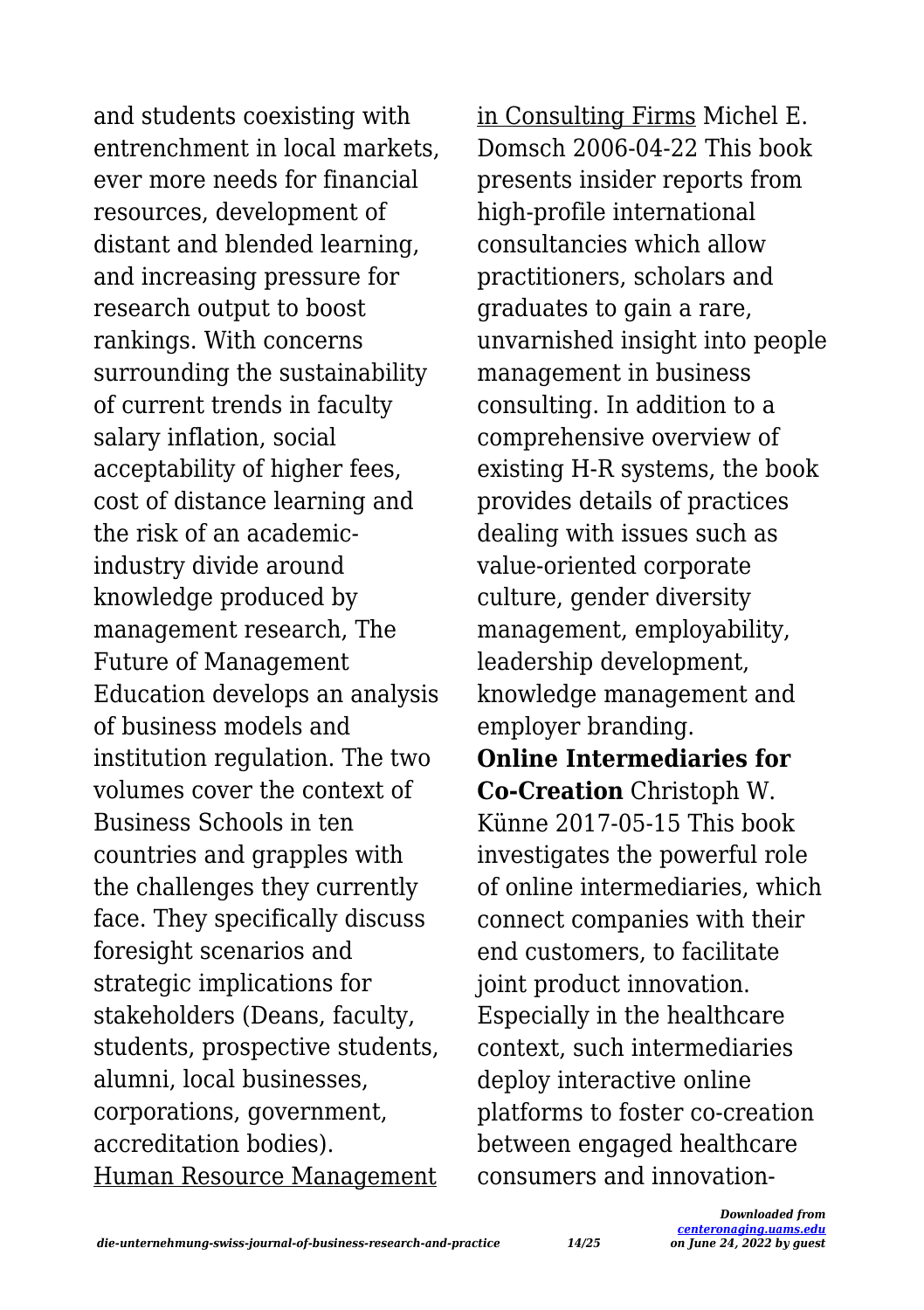and students coexisting with entrenchment in local markets, ever more needs for financial resources, development of distant and blended learning, and increasing pressure for research output to boost rankings. With concerns surrounding the sustainability of current trends in faculty salary inflation, social acceptability of higher fees, cost of distance learning and the risk of an academic-industry divide around knowledge produced by management research, The Future of Management Education develops an analysis of business models and institution regulation. The two volumes cover the context of Business Schools in ten countries and grapples with the challenges they currently face. They specifically discuss foresight scenarios and strategic implications for stakeholders (Deans, faculty, students, prospective students, alumni, local businesses, corporations, government, accreditation bodies).

Human Resource Management in Consulting Firms Michel E. Domsch 2006-04-22 This book presents insider reports from high-profile international consultancies which allow practitioners, scholars and graduates to gain a rare, unvarnished insight into people management in business consulting. In addition to a comprehensive overview of existing H-R systems, the book provides details of practices dealing with issues such as value-oriented corporate culture, gender diversity management, employability, leadership development, knowledge management and employer branding.

**Online Intermediaries for Co-Creation** Christoph W. Künne 2017-05-15 This book investigates the powerful role of online intermediaries, which connect companies with their end customers, to facilitate joint product innovation. Especially in the healthcare context, such intermediaries deploy interactive online platforms to foster co-creation between engaged healthcare consumers and innovation-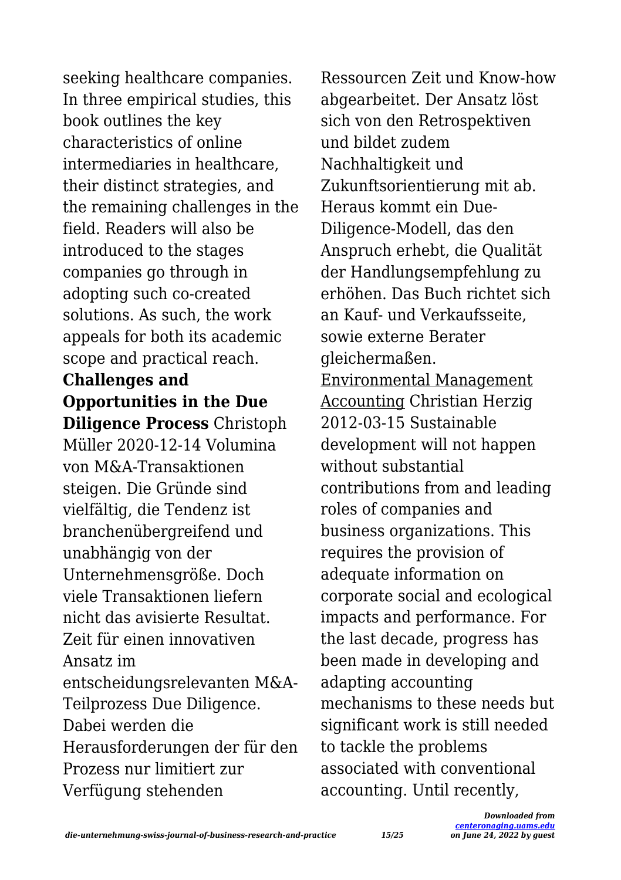seeking healthcare companies. In three empirical studies, this book outlines the key characteristics of online intermediaries in healthcare, their distinct strategies, and the remaining challenges in the field. Readers will also be introduced to the stages companies go through in adopting such co-created solutions. As such, the work appeals for both its academic scope and practical reach.

**Challenges and Opportunities in the Due Diligence Process** Christoph Müller 2020-12-14 Volumina von M&A-Transaktionen steigen. Die Gründe sind vielfältig, die Tendenz ist branchenübergreifend und unabhängig von der Unternehmensgröße. Doch viele Transaktionen liefern nicht das avisierte Resultat. Zeit für einen innovativen Ansatz im entscheidungsrelevanten M&A-Teilprozess Due Diligence. Dabei werden die Herausforderungen der für den Prozess nur limitiert zur Verfügung stehenden Ressourcen Zeit und Know-how abgearbeitet. Der Ansatz löst sich von den Retrospektiven und bildet zudem Nachhaltigkeit und Zukunftsorientierung mit ab. Heraus kommt ein Due-Diligence-Modell, das den Anspruch erhebt, die Qualität der Handlungsempfehlung zu erhöhen. Das Buch richtet sich an Kauf- und Verkaufsseite, sowie externe Berater gleichermaßen.

Environmental Management Accounting Christian Herzig 2012-03-15 Sustainable development will not happen without substantial contributions from and leading roles of companies and business organizations. This requires the provision of adequate information on corporate social and ecological impacts and performance. For the last decade, progress has been made in developing and adapting accounting mechanisms to these needs but significant work is still needed to tackle the problems associated with conventional accounting. Until recently,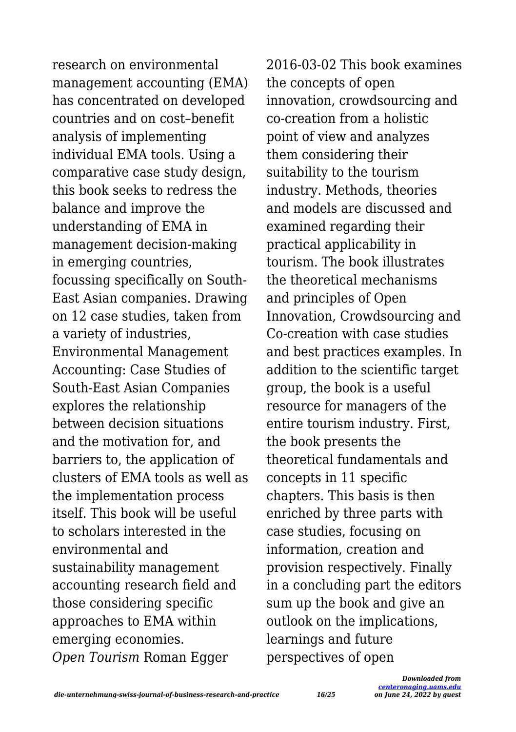research on environmental management accounting (EMA) has concentrated on developed countries and on cost–benefit analysis of implementing individual EMA tools. Using a comparative case study design, this book seeks to redress the balance and improve the understanding of EMA in management decision-making in emerging countries, focussing specifically on South-East Asian companies. Drawing on 12 case studies, taken from a variety of industries, Environmental Management Accounting: Case Studies of South-East Asian Companies explores the relationship between decision situations and the motivation for, and barriers to, the application of clusters of EMA tools as well as the implementation process itself. This book will be useful to scholars interested in the environmental and sustainability management accounting research field and those considering specific approaches to EMA within emerging economies.

*Open Tourism* Roman Egger 2016-03-02 This book examines the concepts of open innovation, crowdsourcing and co-creation from a holistic point of view and analyzes them considering their suitability to the tourism industry. Methods, theories and models are discussed and examined regarding their practical applicability in tourism. The book illustrates the theoretical mechanisms and principles of Open Innovation, Crowdsourcing and Co-creation with case studies and best practices examples. In addition to the scientific target group, the book is a useful resource for managers of the entire tourism industry. First, the book presents the theoretical fundamentals and concepts in 11 specific chapters. This basis is then enriched by three parts with case studies, focusing on information, creation and provision respectively. Finally in a concluding part the editors sum up the book and give an outlook on the implications, learnings and future perspectives of open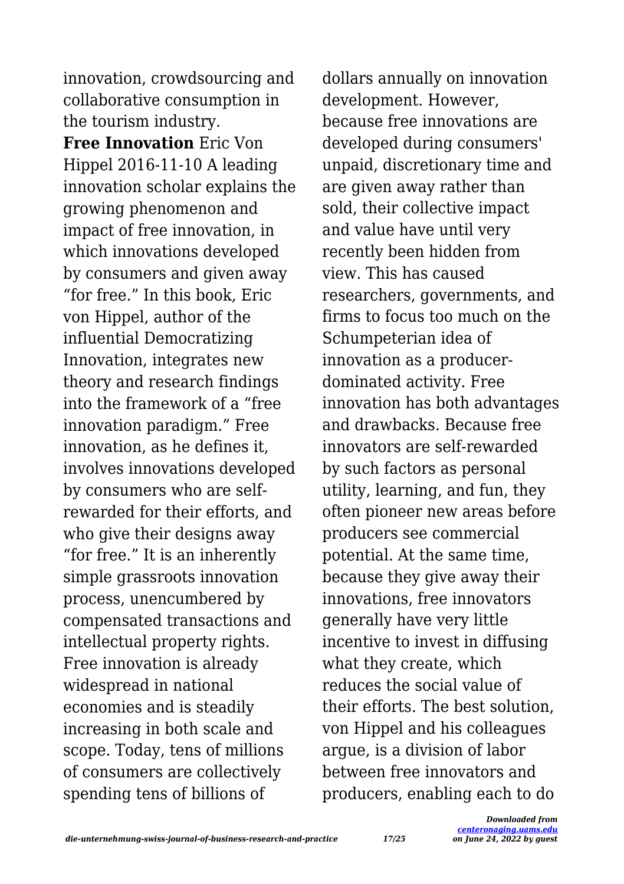innovation, crowdsourcing and collaborative consumption in the tourism industry.

**Free Innovation** Eric Von Hippel 2016-11-10 A leading innovation scholar explains the growing phenomenon and impact of free innovation, in which innovations developed by consumers and given away "for free." In this book, Eric von Hippel, author of the influential Democratizing Innovation, integrates new theory and research findings into the framework of a "free innovation paradigm." Free innovation, as he defines it, involves innovations developed by consumers who are self-rewarded for their efforts, and who give their designs away "for free." It is an inherently simple grassroots innovation process, unencumbered by compensated transactions and intellectual property rights. Free innovation is already widespread in national economies and is steadily increasing in both scale and scope. Today, tens of millions of consumers are collectively spending tens of billions of dollars annually on innovation development. However, because free innovations are developed during consumers' unpaid, discretionary time and are given away rather than sold, their collective impact and value have until very recently been hidden from view. This has caused researchers, governments, and firms to focus too much on the Schumpeterian idea of innovation as a producer-dominated activity. Free innovation has both advantages and drawbacks. Because free innovators are self-rewarded by such factors as personal utility, learning, and fun, they often pioneer new areas before producers see commercial potential. At the same time, because they give away their innovations, free innovators generally have very little incentive to invest in diffusing what they create, which reduces the social value of their efforts. The best solution, von Hippel and his colleagues argue, is a division of labor between free innovators and producers, enabling each to do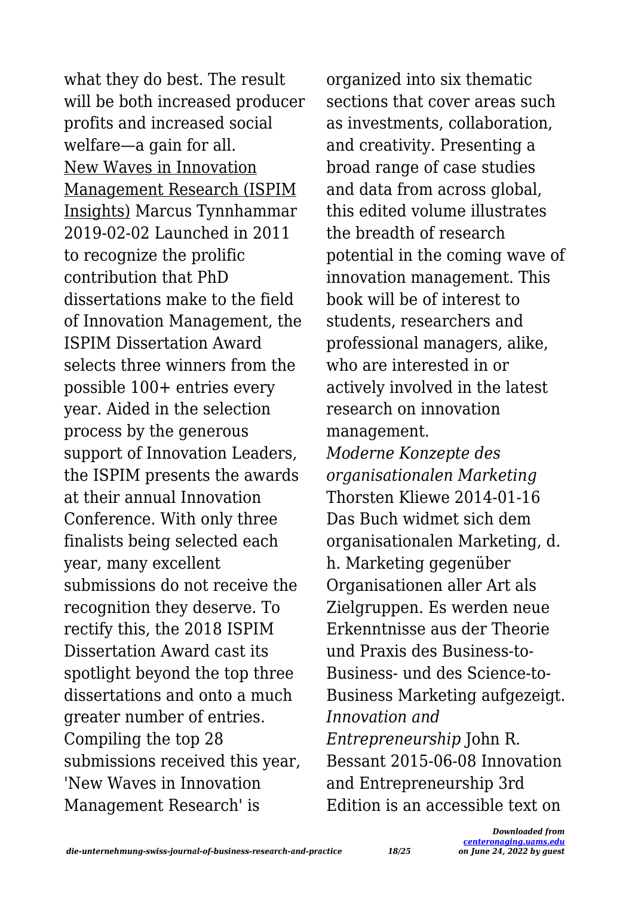what they do best. The result will be both increased producer profits and increased social welfare—a gain for all.

New Waves in Innovation Management Research (ISPIM Insights) Marcus Tynnhammar 2019-02-02 Launched in 2011 to recognize the prolific contribution that PhD dissertations make to the field of Innovation Management, the ISPIM Dissertation Award selects three winners from the possible 100+ entries every year. Aided in the selection process by the generous support of Innovation Leaders, the ISPIM presents the awards at their annual Innovation Conference. With only three finalists being selected each year, many excellent submissions do not receive the recognition they deserve. To rectify this, the 2018 ISPIM Dissertation Award cast its spotlight beyond the top three dissertations and onto a much greater number of entries. Compiling the top 28 submissions received this year, 'New Waves in Innovation Management Research' is organized into six thematic sections that cover areas such as investments, collaboration, and creativity. Presenting a broad range of case studies and data from across global, this edited volume illustrates the breadth of research potential in the coming wave of innovation management. This book will be of interest to students, researchers and professional managers, alike, who are interested in or actively involved in the latest research on innovation management.

*Moderne Konzepte des organisationalen Marketing* Thorsten Kliewe 2014-01-16 Das Buch widmet sich dem organisationalen Marketing, d. h. Marketing gegenüber Organisationen aller Art als Zielgruppen. Es werden neue Erkenntnisse aus der Theorie und Praxis des Business-to-Business- und des Science-to-Business Marketing aufgezeigt.

*Innovation and Entrepreneurship* John R. Bessant 2015-06-08 Innovation and Entrepreneurship 3rd Edition is an accessible text on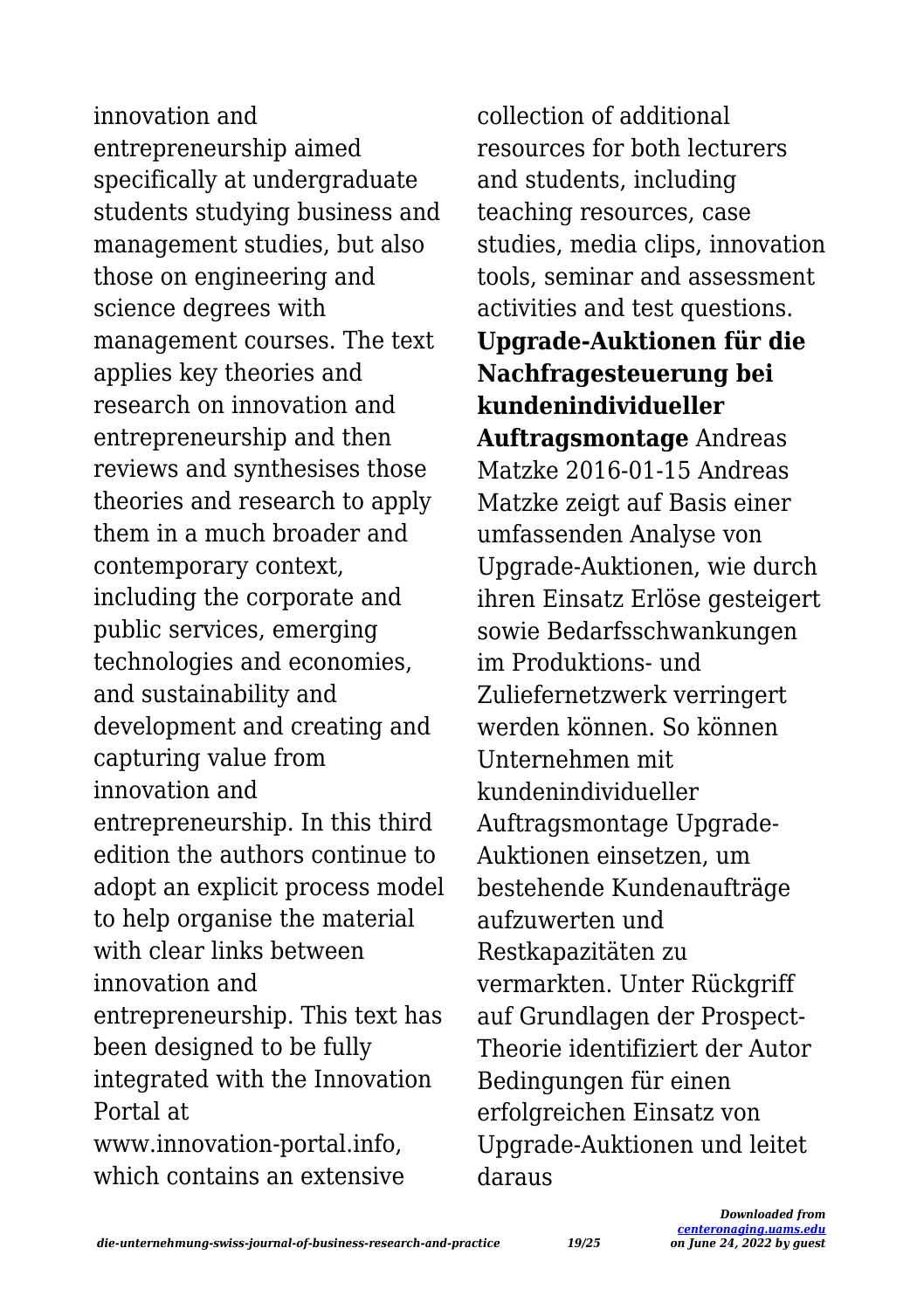innovation and entrepreneurship aimed specifically at undergraduate students studying business and management studies, but also those on engineering and science degrees with management courses. The text applies key theories and research on innovation and entrepreneurship and then reviews and synthesises those theories and research to apply them in a much broader and contemporary context, including the corporate and public services, emerging technologies and economies, and sustainability and development and creating and capturing value from innovation and entrepreneurship. In this third edition the authors continue to adopt an explicit process model to help organise the material with clear links between innovation and entrepreneurship. This text has been designed to be fully integrated with the Innovation Portal at www.innovation-portal.info, which contains an extensive collection of additional resources for both lecturers and students, including teaching resources, case studies, media clips, innovation tools, seminar and assessment activities and test questions.

**Upgrade-Auktionen für die Nachfragesteuerung bei kundenindividueller Auftragsmontage** Andreas Matzke 2016-01-15 Andreas Matzke zeigt auf Basis einer umfassenden Analyse von Upgrade-Auktionen, wie durch ihren Einsatz Erlöse gesteigert sowie Bedarfsschwankungen im Produktions- und Zuliefernetzwerk verringert werden können. So können Unternehmen mit kundenindividueller Auftragsmontage Upgrade-Auktionen einsetzen, um bestehende Kundenaufträge aufzuwerten und Restkapazitäten zu vermarkten. Unter Rückgriff auf Grundlagen der Prospect-Theorie identifiziert der Autor Bedingungen für einen erfolgreichen Einsatz von Upgrade-Auktionen und leitet daraus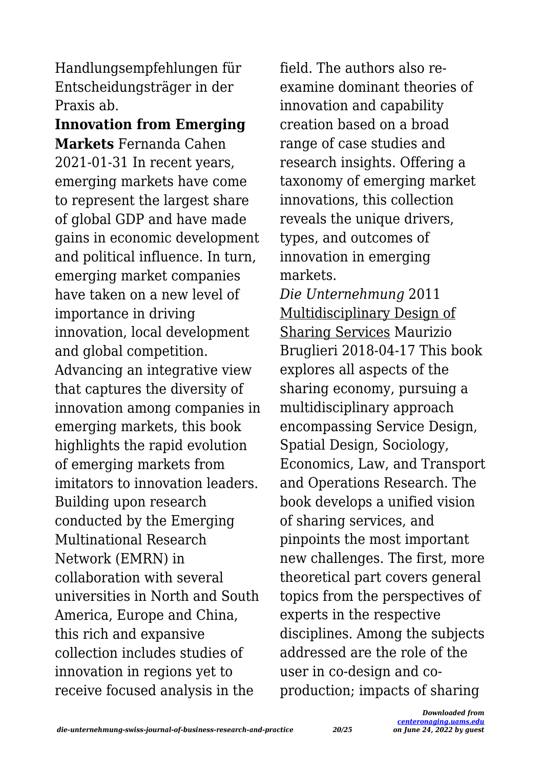Handlungsempfehlungen für Entscheidungsträger in der Praxis ab.

**Innovation from Emerging Markets** Fernanda Cahen 2021-01-31 In recent years, emerging markets have come to represent the largest share of global GDP and have made gains in economic development and political influence. In turn, emerging market companies have taken on a new level of importance in driving innovation, local development and global competition. Advancing an integrative view that captures the diversity of innovation among companies in emerging markets, this book highlights the rapid evolution of emerging markets from imitators to innovation leaders. Building upon research conducted by the Emerging Multinational Research Network (EMRN) in collaboration with several universities in North and South America, Europe and China, this rich and expansive collection includes studies of innovation in regions yet to receive focused analysis in the field. The authors also re-examine dominant theories of innovation and capability creation based on a broad range of case studies and research insights. Offering a taxonomy of emerging market innovations, this collection reveals the unique drivers, types, and outcomes of innovation in emerging markets.

*Die Unternehmung* 2011

Multidisciplinary Design of Sharing Services Maurizio Bruglieri 2018-04-17 This book explores all aspects of the sharing economy, pursuing a multidisciplinary approach encompassing Service Design, Spatial Design, Sociology, Economics, Law, and Transport and Operations Research. The book develops a unified vision of sharing services, and pinpoints the most important new challenges. The first, more theoretical part covers general topics from the perspectives of experts in the respective disciplines. Among the subjects addressed are the role of the user in co-design and co-production; impacts of sharing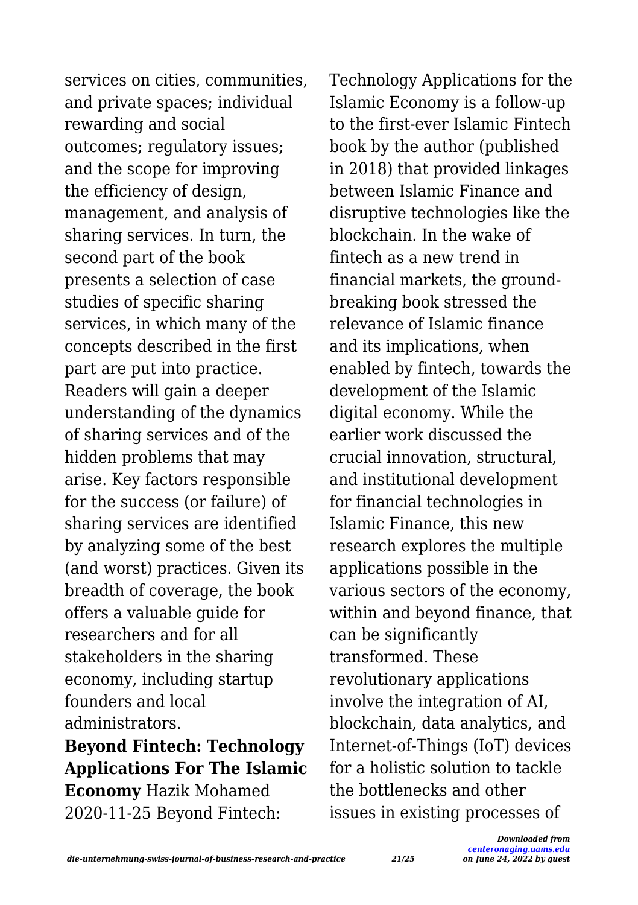services on cities, communities, and private spaces; individual rewarding and social outcomes; regulatory issues; and the scope for improving the efficiency of design, management, and analysis of sharing services. In turn, the second part of the book presents a selection of case studies of specific sharing services, in which many of the concepts described in the first part are put into practice. Readers will gain a deeper understanding of the dynamics of sharing services and of the hidden problems that may arise. Key factors responsible for the success (or failure) of sharing services are identified by analyzing some of the best (and worst) practices. Given its breadth of coverage, the book offers a valuable guide for researchers and for all stakeholders in the sharing economy, including startup founders and local administrators.

**Beyond Fintech: Technology Applications For The Islamic Economy** Hazik Mohamed 2020-11-25 Beyond Fintech: Technology Applications for the Islamic Economy is a follow-up to the first-ever Islamic Fintech book by the author (published in 2018) that provided linkages between Islamic Finance and disruptive technologies like the blockchain. In the wake of fintech as a new trend in financial markets, the ground-breaking book stressed the relevance of Islamic finance and its implications, when enabled by fintech, towards the development of the Islamic digital economy. While the earlier work discussed the crucial innovation, structural, and institutional development for financial technologies in Islamic Finance, this new research explores the multiple applications possible in the various sectors of the economy, within and beyond finance, that can be significantly transformed. These revolutionary applications involve the integration of AI, blockchain, data analytics, and Internet-of-Things (IoT) devices for a holistic solution to tackle the bottlenecks and other issues in existing processes of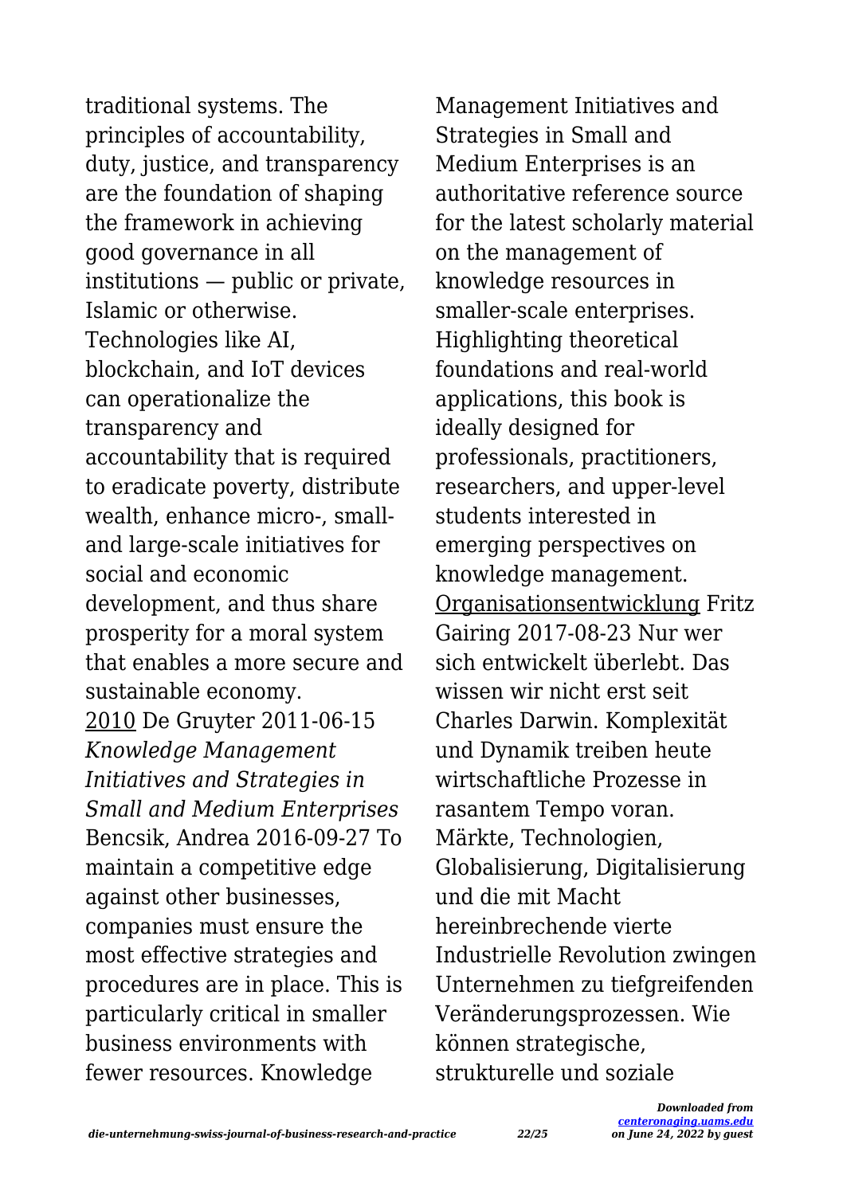traditional systems. The principles of accountability, duty, justice, and transparency are the foundation of shaping the framework in achieving good governance in all institutions — public or private, Islamic or otherwise. Technologies like AI, blockchain, and IoT devices can operationalize the transparency and accountability that is required to eradicate poverty, distribute wealth, enhance micro-, small- and large-scale initiatives for social and economic development, and thus share prosperity for a moral system that enables a more secure and sustainable economy.

2010 De Gruyter 2011-06-15

*Knowledge Management Initiatives and Strategies in Small and Medium Enterprises* Bencsik, Andrea 2016-09-27 To maintain a competitive edge against other businesses, companies must ensure the most effective strategies and procedures are in place. This is particularly critical in smaller business environments with fewer resources. Knowledge Management Initiatives and Strategies in Small and Medium Enterprises is an authoritative reference source for the latest scholarly material on the management of knowledge resources in smaller-scale enterprises. Highlighting theoretical foundations and real-world applications, this book is ideally designed for professionals, practitioners, researchers, and upper-level students interested in emerging perspectives on knowledge management.

Organisationsentwicklung Fritz Gairing 2017-08-23 Nur wer sich entwickelt überlebt. Das wissen wir nicht erst seit Charles Darwin. Komplexität und Dynamik treiben heute wirtschaftliche Prozesse in rasantem Tempo voran. Märkte, Technologien, Globalisierung, Digitalisierung und die mit Macht hereinbrechende vierte Industrielle Revolution zwingen Unternehmen zu tiefgreifenden Veränderungsprozessen. Wie können strategische, strukturelle und soziale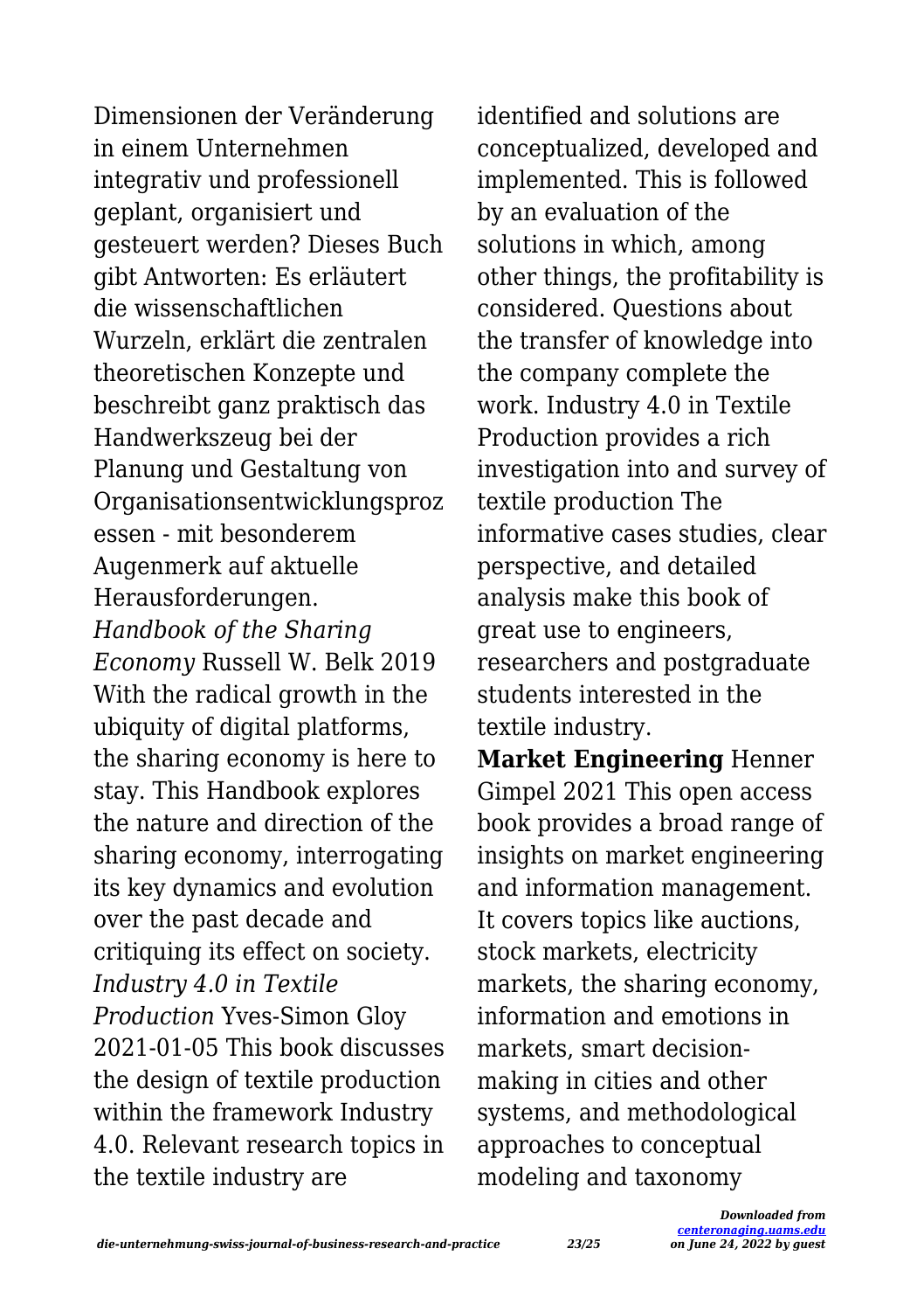Dimensionen der Veränderung in einem Unternehmen integrativ und professionell geplant, organisiert und gesteuert werden? Dieses Buch gibt Antworten: Es erläutert die wissenschaftlichen Wurzeln, erklärt die zentralen theoretischen Konzepte und beschreibt ganz praktisch das Handwerkszeug bei der Planung und Gestaltung von Organisationsentwicklungsprozessen - mit besonderem Augenmerk auf aktuelle Herausforderungen.

*Handbook of the Sharing Economy* Russell W. Belk 2019 With the radical growth in the ubiquity of digital platforms, the sharing economy is here to stay. This Handbook explores the nature and direction of the sharing economy, interrogating its key dynamics and evolution over the past decade and critiquing its effect on society.

*Industry 4.0 in Textile Production* Yves-Simon Gloy 2021-01-05 This book discusses the design of textile production within the framework Industry 4.0. Relevant research topics in the textile industry are identified and solutions are conceptualized, developed and implemented. This is followed by an evaluation of the solutions in which, among other things, the profitability is considered. Questions about the transfer of knowledge into the company complete the work. Industry 4.0 in Textile Production provides a rich investigation into and survey of textile production The informative cases studies, clear perspective, and detailed analysis make this book of great use to engineers, researchers and postgraduate students interested in the textile industry.

**Market Engineering** Henner Gimpel 2021 This open access book provides a broad range of insights on market engineering and information management. It covers topics like auctions, stock markets, electricity markets, the sharing economy, information and emotions in markets, smart decision-making in cities and other systems, and methodological approaches to conceptual modeling and taxonomy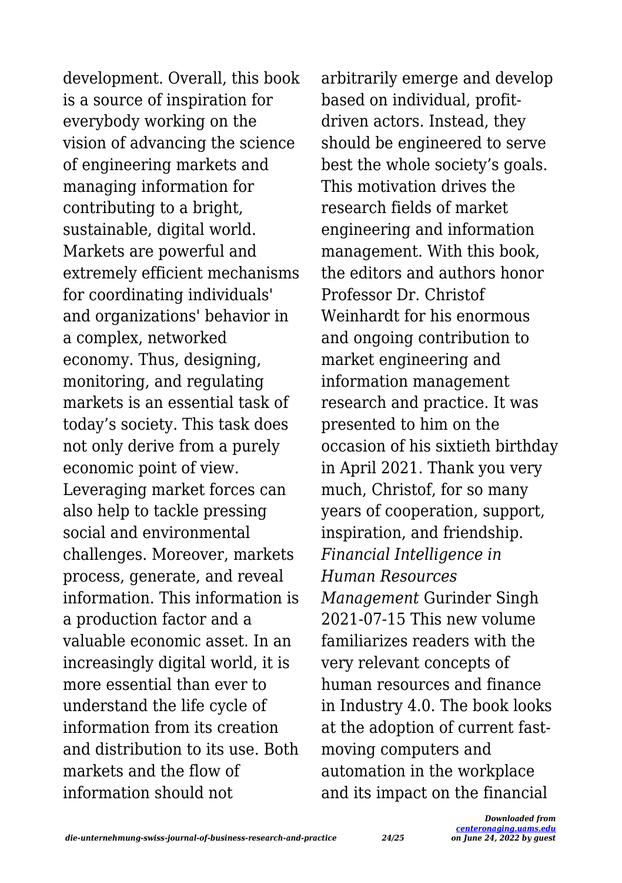development. Overall, this book is a source of inspiration for everybody working on the vision of advancing the science of engineering markets and managing information for contributing to a bright, sustainable, digital world. Markets are powerful and extremely efficient mechanisms for coordinating individuals' and organizations' behavior in a complex, networked economy. Thus, designing, monitoring, and regulating markets is an essential task of today's society. This task does not only derive from a purely economic point of view. Leveraging market forces can also help to tackle pressing social and environmental challenges. Moreover, markets process, generate, and reveal information. This information is a production factor and a valuable economic asset. In an increasingly digital world, it is more essential than ever to understand the life cycle of information from its creation and distribution to its use. Both markets and the flow of information should not arbitrarily emerge and develop based on individual, profit-driven actors. Instead, they should be engineered to serve best the whole society's goals. This motivation drives the research fields of market engineering and information management. With this book, the editors and authors honor Professor Dr. Christof Weinhardt for his enormous and ongoing contribution to market engineering and information management research and practice. It was presented to him on the occasion of his sixtieth birthday in April 2021. Thank you very much, Christof, for so many years of cooperation, support, inspiration, and friendship.

*Financial Intelligence in Human Resources Management* Gurinder Singh 2021-07-15 This new volume familiarizes readers with the very relevant concepts of human resources and finance in Industry 4.0. The book looks at the adoption of current fast-moving computers and automation in the workplace and its impact on the financial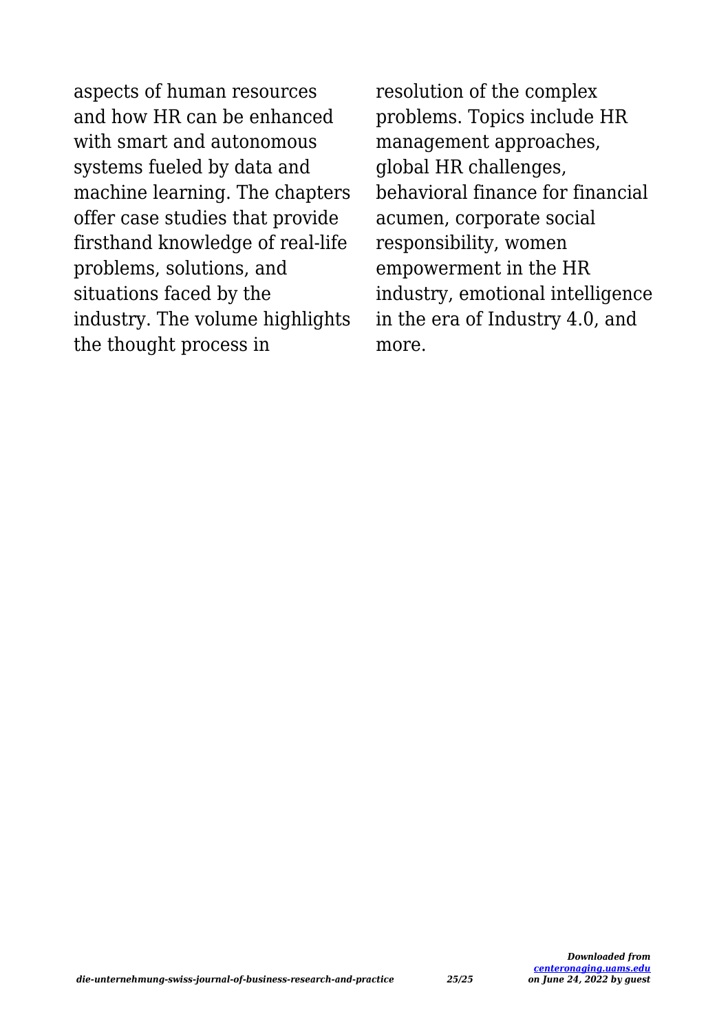aspects of human resources and how HR can be enhanced with smart and autonomous systems fueled by data and machine learning. The chapters offer case studies that provide firsthand knowledge of real-life problems, solutions, and situations faced by the industry. The volume highlights the thought process in resolution of the complex problems. Topics include HR management approaches, global HR challenges, behavioral finance for financial acumen, corporate social responsibility, women empowerment in the HR industry, emotional intelligence in the era of Industry 4.0, and more.